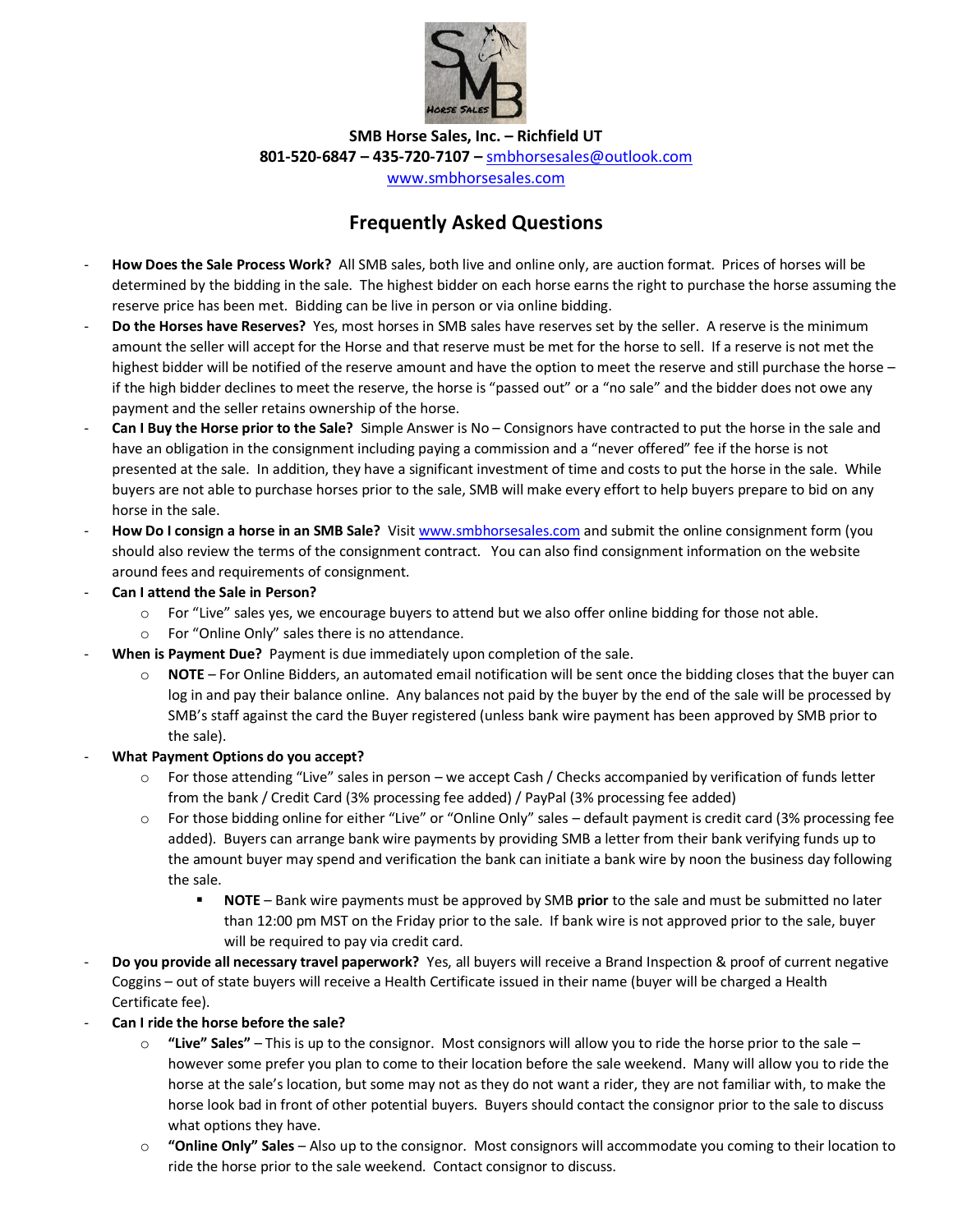**SMB Horse Sales, Inc. – Richfield UT**
**801-520-6847 – 435-720-7107 – smbhorsesales@outlook.com**
www.smbhorsesales.com

# Frequently Asked Questions

- **How Does the Sale Process Work?** All SMB sales, both live and online only, are auction format. Prices of horses will be determined by the bidding in the sale. The highest bidder on each horse earns the right to purchase the horse assuming the reserve price has been met. Bidding can be live in person or via online bidding.
- **Do the Horses have Reserves?** Yes, most horses in SMB sales have reserves set by the seller. A reserve is the minimum amount the seller will accept for the Horse and that reserve must be met for the horse to sell. If a reserve is not met the highest bidder will be notified of the reserve amount and have the option to meet the reserve and still purchase the horse – if the high bidder declines to meet the reserve, the horse is "passed out" or a "no sale" and the bidder does not owe any payment and the seller retains ownership of the horse.
- **Can I Buy the Horse prior to the Sale?** Simple Answer is No – Consignors have contracted to put the horse in the sale and have an obligation in the consignment including paying a commission and a "never offered" fee if the horse is not presented at the sale. In addition, they have a significant investment of time and costs to put the horse in the sale. While buyers are not able to purchase horses prior to the sale, SMB will make every effort to help buyers prepare to bid on any horse in the sale.
- **How Do I consign a horse in an SMB Sale?** Visit www.smbhorsesales.com and submit the online consignment form (you should also review the terms of the consignment contract. You can also find consignment information on the website around fees and requirements of consignment.
- **Can I attend the Sale in Person?**
  - For "Live" sales yes, we encourage buyers to attend but we also offer online bidding for those not able.
  - For "Online Only" sales there is no attendance.
- **When is Payment Due?** Payment is due immediately upon completion of the sale.
  - **NOTE** – For Online Bidders, an automated email notification will be sent once the bidding closes that the buyer can log in and pay their balance online. Any balances not paid by the buyer by the end of the sale will be processed by SMB's staff against the card the Buyer registered (unless bank wire payment has been approved by SMB prior to the sale).
- **What Payment Options do you accept?**
  - For those attending "Live" sales in person – we accept Cash / Checks accompanied by verification of funds letter from the bank / Credit Card (3% processing fee added) / PayPal (3% processing fee added)
  - For those bidding online for either "Live" or "Online Only" sales – default payment is credit card (3% processing fee added). Buyers can arrange bank wire payments by providing SMB a letter from their bank verifying funds up to the amount buyer may spend and verification the bank can initiate a bank wire by noon the business day following the sale.
    - **NOTE** – Bank wire payments must be approved by SMB **prior** to the sale and must be submitted no later than 12:00 pm MST on the Friday prior to the sale. If bank wire is not approved prior to the sale, buyer will be required to pay via credit card.
- **Do you provide all necessary travel paperwork?** Yes, all buyers will receive a Brand Inspection & proof of current negative Coggins – out of state buyers will receive a Health Certificate issued in their name (buyer will be charged a Health Certificate fee).
- **Can I ride the horse before the sale?**
  - **"Live" Sales"** – This is up to the consignor. Most consignors will allow you to ride the horse prior to the sale – however some prefer you plan to come to their location before the sale weekend. Many will allow you to ride the horse at the sale's location, but some may not as they do not want a rider, they are not familiar with, to make the horse look bad in front of other potential buyers. Buyers should contact the consignor prior to the sale to discuss what options they have.
  - **"Online Only" Sales** – Also up to the consignor. Most consignors will accommodate you coming to their location to ride the horse prior to the sale weekend. Contact consignor to discuss.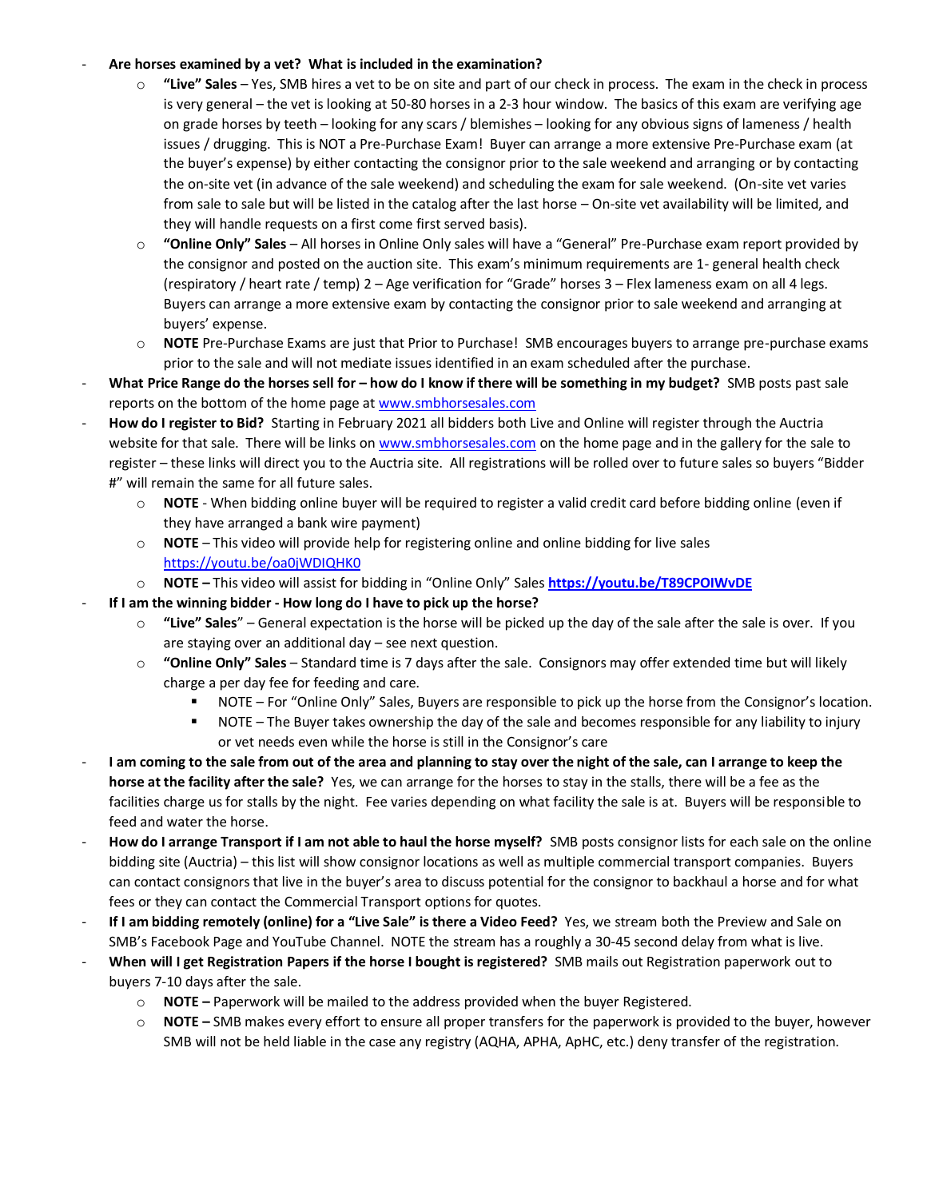- **Are horses examined by a vet? What is included in the examination?**
  - **"Live" Sales** – Yes, SMB hires a vet to be on site and part of our check in process. The exam in the check in process is very general – the vet is looking at 50-80 horses in a 2-3 hour window. The basics of this exam are verifying age on grade horses by teeth – looking for any scars / blemishes – looking for any obvious signs of lameness / health issues / drugging. This is NOT a Pre-Purchase Exam! Buyer can arrange a more extensive Pre-Purchase exam (at the buyer's expense) by either contacting the consignor prior to the sale weekend and arranging or by contacting the on-site vet (in advance of the sale weekend) and scheduling the exam for sale weekend. (On-site vet varies from sale to sale but will be listed in the catalog after the last horse – On-site vet availability will be limited, and they will handle requests on a first come first served basis).
  - **"Online Only" Sales** – All horses in Online Only sales will have a "General" Pre-Purchase exam report provided by the consignor and posted on the auction site. This exam's minimum requirements are 1- general health check (respiratory / heart rate / temp) 2 – Age verification for "Grade" horses 3 – Flex lameness exam on all 4 legs. Buyers can arrange a more extensive exam by contacting the consignor prior to sale weekend and arranging at buyers' expense.
  - **NOTE** Pre-Purchase Exams are just that Prior to Purchase! SMB encourages buyers to arrange pre-purchase exams prior to the sale and will not mediate issues identified in an exam scheduled after the purchase.
- **What Price Range do the horses sell for – how do I know if there will be something in my budget?** SMB posts past sale reports on the bottom of the home page at [www.smbhorsesales.com](www.smbhorsesales.com)
- **How do I register to Bid?** Starting in February 2021 all bidders both Live and Online will register through the Auctria website for that sale. There will be links on [www.smbhorsesales.com](www.smbhorsesales.com) on the home page and in the gallery for the sale to register – these links will direct you to the Auctria site. All registrations will be rolled over to future sales so buyers "Bidder #" will remain the same for all future sales.
  - **NOTE** - When bidding online buyer will be required to register a valid credit card before bidding online (even if they have arranged a bank wire payment)
  - **NOTE** – This video will provide help for registering online and online bidding for live sales [https://youtu.be/oa0jWDIQHK0](https://youtu.be/oa0jWDIQHK0)
  - **NOTE –** This video will assist for bidding in "Online Only" Sales **[https://youtu.be/T89CPOIWvDE](https://youtu.be/T89CPOIWvDE)**
- **If I am the winning bidder - How long do I have to pick up the horse?**
  - **"Live" Sales**" – General expectation is the horse will be picked up the day of the sale after the sale is over. If you are staying over an additional day – see next question.
  - **"Online Only" Sales** – Standard time is 7 days after the sale. Consignors may offer extended time but will likely charge a per day fee for feeding and care.
    - NOTE – For "Online Only" Sales, Buyers are responsible to pick up the horse from the Consignor's location.
    - NOTE – The Buyer takes ownership the day of the sale and becomes responsible for any liability to injury or vet needs even while the horse is still in the Consignor's care
- **I am coming to the sale from out of the area and planning to stay over the night of the sale, can I arrange to keep the horse at the facility after the sale?** Yes, we can arrange for the horses to stay in the stalls, there will be a fee as the facilities charge us for stalls by the night. Fee varies depending on what facility the sale is at. Buyers will be responsible to feed and water the horse.
- **How do I arrange Transport if I am not able to haul the horse myself?** SMB posts consignor lists for each sale on the online bidding site (Auctria) – this list will show consignor locations as well as multiple commercial transport companies. Buyers can contact consignors that live in the buyer's area to discuss potential for the consignor to backhaul a horse and for what fees or they can contact the Commercial Transport options for quotes.
- **If I am bidding remotely (online) for a "Live Sale" is there a Video Feed?** Yes, we stream both the Preview and Sale on SMB's Facebook Page and YouTube Channel. NOTE the stream has a roughly a 30-45 second delay from what is live.
- **When will I get Registration Papers if the horse I bought is registered?** SMB mails out Registration paperwork out to buyers 7-10 days after the sale.
  - **NOTE –** Paperwork will be mailed to the address provided when the buyer Registered.
  - **NOTE –** SMB makes every effort to ensure all proper transfers for the paperwork is provided to the buyer, however SMB will not be held liable in the case any registry (AQHA, APHA, ApHC, etc.) deny transfer of the registration.